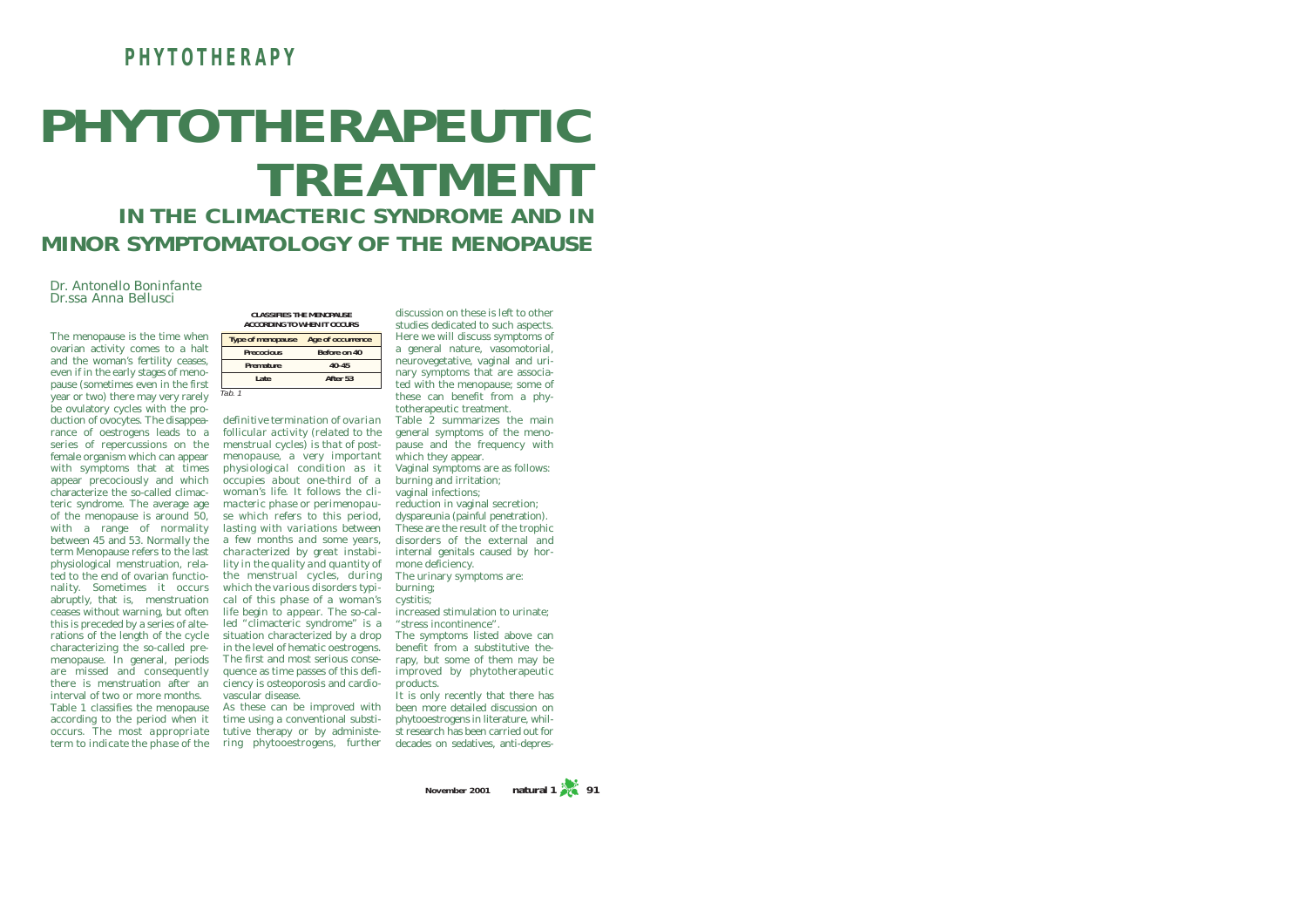# PHYTOTHERAPEUTIC TREATMENT

## IN THE CLIMACTERIC SYNDROME AND IN MINOR SYMPTOMATOLOGY OF THE MENOPAUSE

*Dr. Antonello Boninfante*
*Dr.ssa Anna Bellusci*

The menopause is the time when ovarian activity comes to a halt and the woman's fertility ceases, even if in the early stages of menopause (sometimes even in the first year or two) there may very rarely be ovulatory cycles with the production of ovocytes. The disappearance of oestrogens leads to a series of repercussions on the female organism which can appear with symptoms that at times appear precociously and which characterize the so-called climacteric syndrome. The average age of the menopause is around 50, with a range of normality between 45 and 53. Normally the term Menopause refers to the last physiological menstruation, related to the end of ovarian functionality. Sometimes it occurs abruptly, that is, menstruation ceases without warning, but often this is preceded by a series of alterations of the length of the cycle characterizing the so-called premenopause. In general, periods are missed and consequently there is menstruation after an interval of two or more months.

Table 1 classifies the menopause according to the period when it occurs. The most appropriate term to indicate the phase of the definitive termination of ovarian follicular activity (related to the menstrual cycles) is that of post-menopause, a very important physiological condition as it occupies about one-third of a woman's life. It follows the climacteric phase or perimenopause which refers to this period, lasting with variations between a few months and some years, characterized by great instability in the quality and quantity of the menstrual cycles, during which the various disorders typical of this phase of a woman's life begin to appear. The so-called "climacteric syndrome" is a situation characterized by a drop in the level of hematic oestrogens. The first and most serious consequence as time passes of this deficiency is osteoporosis and cardiovascular disease.

**CLASSIFIES THE MENOPAUSE ACCORDING TO WHEN IT OCCURS**

| Type of menopause | Age of occurrence |
|---|---|
| Precocious | Before on 40 |
| Premature | 40-45 |
| Late | After 53 |

*Tab. 1*

As these can be improved with time using a conventional substitutive therapy or by administering phytooestrogens, further discussion on these is left to other studies dedicated to such aspects. Here we will discuss symptoms of a general nature, vasomotorial, neurovegetative, vaginal and urinary symptoms that are associated with the menopause; some of these can benefit from a phytotherapeutic treatment.

Table 2 summarizes the main general symptoms of the menopause and the frequency with which they appear.

Vaginal symptoms are as follows:
burning and irritation;
vaginal infections;
reduction in vaginal secretion;
dyspareunia (painful penetration).

These are the result of the trophic disorders of the external and internal genitals caused by hormone deficiency.

The urinary symptoms are:
burning;
cystitis;
increased stimulation to urinate;
"stress incontinence".

The symptoms listed above can benefit from a substitutive therapy, but some of them may be improved by phytotherapeutic products.

It is only recently that there has been more detailed discussion on phytooestrogens in literature, whilst research has been carried out for decades on sedatives, anti-depres-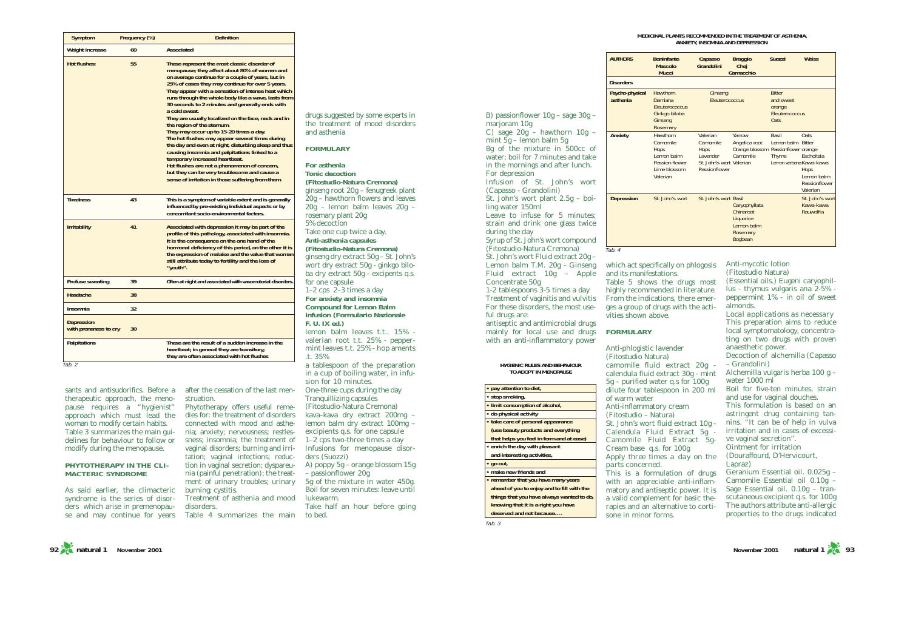| Symptom | Frequency (%) | Definition |
|---|---|---|
| Weight increase | 60 | Associated |
| Hot flushes: | 55 | These represent the most classic disorder of menopause; they affect about 80% of women and on average continue for a couple of years, but in 25% of cases they may continue for over 5 years. They appear with a sensation of intense heat which runs through the whole body like a wave, lasts from 30 seconds to 2 minutes and generally ends with a cold sweat. They are usually localized on the face, neck and in the region of the sternum. They may occur up to 15-20 times a day. The hot flushes may appear several times during the day and even at night, disturbing sleep and thus causing insomnia and palpitations linked to a temporary increased heartbeat. Hot flushes are not a phenomenon of concern, but they can be very troublesome and cause a sense of irritation in those suffering from them. |
| Tiredness | 43 | This is a symptom of variable extent and is generally influenced by pre-existing individual aspects or by concomitant socio-environmental factors. |
| Irritability | 41 | Associated with depression it may be part of the profile of this pathology, associated with insomnia. It is the consequence on the one hand of the hormonal deficiency of this period, on the other it is the expression of malaise and the value that women still attribute today to fertility and the loss of "youth". |
| Profuse sweating | 39 | Often at night and associated with vasomotorial disorders. |
| Headache | 38 | |
| Insomnia | 32 | |
| Depression with proneness to cry | 30 | |
| Palpitations | | These are the result of a sudden increase in the heartbeat; in general they are transitory, they are often associated with hot flushes |

Tab. 2

sants and antisudorifics. Before a therapeutic approach, the menopause requires a "hygienist" approach which must lead the woman to modify certain habits. Table 3 summarizes the main guidelines for behaviour to follow or modify during the menopause.

## PHYTOTHERAPY IN THE CLIMACTERIC SYNDROME

As said earlier, the climacteric syndrome is the series of disorders which arise in premenopause and may continue for years after the cessation of the last menstruation.

Phytotherapy offers useful remedies for: the treatment of disorders connected with mood and asthenia; anxiety; nervousness; restlessness; insomnia; the treatment of vaginal disorders; burning and irritation; vaginal infections; reduction in vaginal secretion; dyspareunia (painful penetration); the treatment of urinary troubles; urinary burning; cystitis.

Treatment of asthenia and mood disorders.

Table 4 summarizes the main drugs suggested by some experts in the treatment of mood disorders and asthenia

## FORMULARY

**For asthenia**

**Tonic decoction**

**(Fitostudio-Natura Cremona)**

ginseng root 20g – fenugreek plant 20g – hawthorn flowers and leaves 20g – lemon balm leaves 20g – rosemary plant 20g

5% decoction

Take one cup twice a day.

**Anti-asthenia capsules**

**(Fitostudio-Natura Cremona)**

ginseng dry extract 50g - St. John's wort dry extract 50g - ginkgo biloba dry extract 50g - excipents q.s. for one capsule

1–2 cps 2–3 times a day

**For anxiety and insomnia**

**Compound for Lemon Balm infusion (Formulario Nazionale F. U. IX ed.)**

lemon balm leaves t.t.. 15% - valerian root t.t. 25% - peppermint leaves t.t. 25% - hop aments .t. 35%

a tablespoon of the preparation in a cup of boiling water, in infusion for 10 minutes.

One-three cups during the day

Tranquillizing capsules

(Fitostudio-Natura Cremona)

kava–kava dry extract 200mg – lemon balm dry extract 100mg – excipients q.s. for one capsule

1–2 cps two-three times a day

Infusions for menopause disorders (Suozzi)

A) poppy 5g – orange blossom 15g – passionflower 20g

5g of the mixture in water 450g. Boil for seven minutes: leave until lukewarm.

Take half an hour before going to bed.

B) passionflower 10g – sage 30g – marjoram 10g

C) sage 20g – hawthorn 10g – mint 5g – lemon balm 5g

8g of the mixture in 500cc of water; boil for 7 minutes and take in the mornings and after lunch.

For depression

Infusion of St. John's wort (Capasso - Grandolini)

St. John's wort plant 2.5g – boiling water 150ml

Leave to infuse for 5 minutes; strain and drink one glass twice during the day

Syrup of St. John's wort compound (Fitostudio-Natura Cremona)

St. John's wort Fluid extract 20g – Lemon balm T.M. 20g - Ginseng Fluid extract 10g – Apple Concentrate 50g

1-2 tablespoons 3-5 times a day

Treatment of vaginitis and vulvitis

For these disorders, the most useful drugs are:

antiseptic and antimicrobial drugs mainly for local use and drugs with an anti-inflammatory power

**HYGIENIC RULES AND BEHAVIOUR TO ADOPT IN MENOPAUSE**

- pay attention to diet,
- stop smoking,
- limit consumption of alcohol,
- do physical activity
- take care of personal appearance (use beauty products and everything that helps you feel in form and at ease)
- enrich the day with pleasant and interesting activities,
- go out,
- make new friends and
- remember that you have many years ahead of you to enjoy and to fill with the things that you have always wanted to do, knowing that it is a right you have deserved and not because….

Tab. 3

**MEDICINAL PLANTS RECOMMENDED IN THE TREATMENT OF ASTHENIA, ANXIETY, INSOMNIA AND DEPRESSION**

| AUTHORS | Boninfante Mascolo Mucci | Capasso Grandolini | Braggio Chej Gamacchio | Suozzi | Weiss |
|---|---|---|---|---|---|
| **Disorders** | | | | | |
| **Psycho-physical asthenia** | Hawthorn, Damiana, Eleuterococcus, Ginkgo biloba, Ginseng, Rosemary | Ginseng, Eleuterococcus | | Bitter and sweet orange, Eleuterococcus, Oats | |
| **Anxiety** | Hawthorn, Camomile, Hops, Lemon balm, Passion flower, Lime blossom, Valerian | Valerian, Camomile, Hops, Lavender, St. John's wort, Passionflower | Yarrow, Angelica root, Orange blossom, Camomile, Valerian | Basil, Lemon balm, Passionflower, Thyme, Lemon verbena | Oats, Bitter orange, Escholtzia, Kawa-kawa, Hops, Lemon balm, Passionflower, Valerian |
| **Depression** | St. John's wort | St. John's wort | Basil, Caryophyllata, Chinaroot, Liquorice, Lemon balm, Rosemary, Bogbean | | St. John's wort, Kawa-kawa, Rauwolfia |

Tab. 4

which act specifically on phlogosis and its manifestations.

Table 5 shows the drugs most highly recommended in literature. From the indications, there emerges a group of drugs with the activities shown above.

## FORMULARY

Anti-phlogistic lavender

(Fitostudio Natura)

camomile fluid extract 20g - calendula fluid extract 30g - mint 5g – purified water q.s for 100g

dilute four tablespoon in 200 ml of warm water

Anti-inflammatory cream

(Fitostudio – Natura)

St. John's wort fluid extract 10g - Calendula Fluid Extract 5g - Camomile Fluid Extract 5g- Cream base q.s. for 100g

Apply three times a day on the parts concerned.

This is a formulation of drugs with an appreciable anti-inflammatory and antiseptic power. It is a valid complement for basic therapies and an alternative to cortisone in minor forms.

Anti-mycotic lotion

(Fitostudio Natura)

(Essential oils.) Eugeni caryophillus - thymus vulgaris ana 2-5% - peppermint 1% - in oil of sweet almonds.

Local applications as necessary

This preparation aims to reduce local symptomatology, concentrating on two drugs with proven anaesthetic power.

Decoction of alchemilla (Capasso – Grandolini)

Alchemilla vulgaris herba 100 g – water 1000 ml

Boil for five-ten minutes, strain and use for vaginal douches.

This formulation is based on an astringent drug containing tannins. "It can be of help in vulva irritation and in cases of excessive vaginal secretion".

Ointment for irritation

(Douraffourd, D'Hervicourt, Lapraz)

Geranium Essential oil. 0.025g – Camomile Essential oil 0.10g – Sage Essential oil. 0.10g – transcutaneous excipient q.s. for 100g

The authors attribute anti-allergic properties to the drugs indicated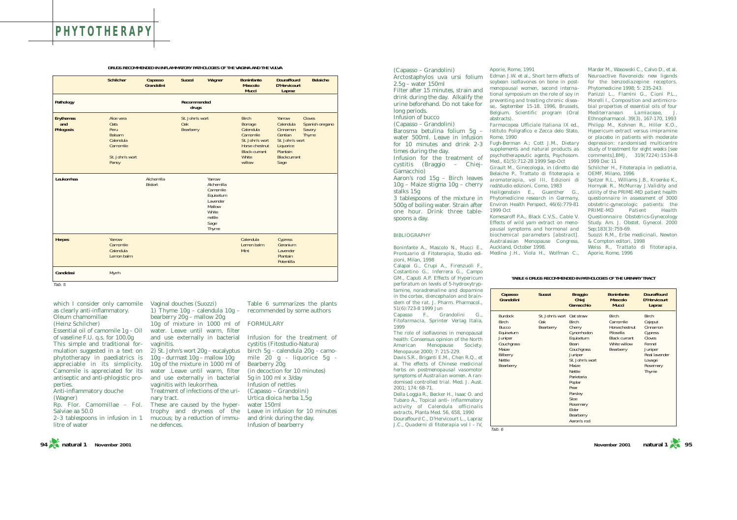# PHYTOTHERAPY

**DRUGS RECOMMENDED IN INFLAMMATORY PATHOLOGIES OF THE VAGINA AND THE VULVA**

| | Schilcher | Capasso Grandolini | Suozzi | Wagner | Boninfante Mascolo Mucci | Douraffourd D'Hervicourt Lapraz | Belaiche |
|---|---|---|---|---|---|---|---|
| **Pathology** | | | Recommended drugs | | | | |
| **Erythemas and Phlogosis** | Aloe vera<br>Oats<br>Peru<br>Balsam<br>Calendula<br>Camomile<br>St. John's wort<br>Pansy | | St. John's wort<br>Oak<br>Bearberry | | Birch<br>Borrage<br>Calendula<br>Camomile<br>St. John's wort<br>Horse chestnut<br>Black-currant<br>White willow | Yarrow<br>Calendula<br>Cinnamon<br>Gentian<br>St. John's wort<br>Liquorice<br>Plantain<br>Blackcurrant<br>Sage | Cloves<br>Spanish oregano<br>Savory<br>Thyme |
| **Leukorrhea** | | Alchemilla<br>Bistort | | Yarrow<br>Alchemilla<br>Camomile<br>Equisetum<br>Lavender<br>Mallow<br>White nettle<br>Sage<br>Thyme | | | |
| **Herpes** | Yarrow<br>Camomile<br>Calendula<br>Lemon balm | | | | Calendula<br>Lemon balm<br>Mint | Cypress<br>Geranium<br>Lavender<br>Plantain<br>Potentilla | |
| **Candidasi** | Myrrh | | | | | | |

*Tab. 5*

which I consider only camomile as clearly anti-inflammatory.
Oleum chamomillae
(Heinz Schilcher)
Essential oil of camomile 1g – Oil of vaseline F.U. q.s. for 100.0g
This simple and traditional formulation suggested in a text on phytotherapy in paediatrics is appreciable in its simplicity. Camomile is appreciated for its antiseptic and anti-phlogistic properties.
Anti-inflammatory douche
(Wagner)
Rp. Flor. Camomillae – Fol. Salviae aa 50.0
2–3 tablespoons in infusion in 1 litre of water

Vaginal douches (Suozzi)
1) Thyme 10g – calendula 10g – bearberry 20g – mallow 20g
10g of mixture in 1000 ml of water. Leave until warm, filter and use externally in bacterial vaginitis.
2) St. John's wort 20g – eucalyptus 10g – durmast 10g – mallow 10g
10g of the mixture in 1000 ml of water .Leave until warm, filter and use externally in bacterial vaginitis with leukorrhea.
Treatment of infections of the urinary tract.
These are caused by the hypertrophy and dryness of the mucous; by a reduction of immune defences.

Table 6 summarizes the plants recommended by some authors

FORMULARY

Infusion for the treatment of cystitis (Fitostudio-Natura)
birch 5g - calendula 20g - camomile 20 g - liquorice 5g - Bearberry 20g
(in decoction for 10 minutes)
5g in 100 ml x 3/day
Infusion of nettles
(Capasso – Grandolini)
Urtica dioica herba 1,5g
water 150ml
Leave in infusion for 10 minutes and drink during the day.
Infusion of bearberry
(Capasso – Grandolini)
Arctostaphylos uva ursi folium 2.5g – water 150ml
Filter after 15 minutes, strain and drink during the day. Alkalify the urine beforehand. Do not take for long periods.
Infusion of bucco
(Capasso – Grandolini)
Barosma betulina folium 5g – water 500ml. Leave in infusion for 10 minutes and drink 2-3 times during the day.
Infusion for the treatment of cystitis (Braggio – Chiej-Gamacchio)
Aaron's rod 15g – Birch leaves 10g – Maize stigma 10g – cherry stalks 15g
3 tablespoons of the mixture in 500g of boiling water. Strain after one hour. Drink three tablespoons a day.

## BIBLIOGRAPHY

Boninfante A., Mascolo N., Mucci E., Prontuario di Fitoterapia, Studio edizioni, Milan, 1998

Calapai G., Crupi A., Firenzuoli F., Costantino G., Inferrera G., Campo GM., Caputi A.P. Effects of Hypericum perforatum on levels of 5-hydroxytryptamine, noradrenaline and dopamine in the cortex, diencephalon and brainstem of the rat. J. Pharm. Pharmacol., 51(6):723-8 1999 Jun

Capasso F., Grandolini G., Fitofarmacia, Sprinter Verlag Italia, 1999

The role of isoflavones in menopausal health: Consensus opinion of the North American Menopause Society. Menopause 2000; 7: 215-229.

Davis S.R., Briganti E.M., Chen R.Q., et al. The effects of Chinese medicinal herbs on postmenopausal vasomotor symptoms of Australian women. A randomised controlled trial. Med. J. Aust. 2001; 174: 68-71.

Della Loggia R., Becker H., Isaac O. and Tubaro A., Topical anti- inflammatory activity of Calendula officinalis extracts, Planta Med. 56, 658, 1990

Douraffourd C., D'Hervicourt L., Lapraz J.C., Quaderni di fitoterapia vol I – IV, Aporie, Rome, 1991

Edman J.W. et al., Short term effects of soybean isoflavones on bone in postmenopausal women, second international symposium on the role of soy in preventing and treating chronic disease,. September 15-18. 1996, Brussels, Belgium. Scientific program (Oral abstracts).

Farmacopea Ufficiale Italiana IX ed., Istituto Poligrafico e Zecca delo Stato, Rome, 1990

Fugh-Berman A.; Cott J.M., Dietary supplements and natural products as psychotherapeutic agents, Psychosom. Med., 61(5):712-28 1999 Sep-Oct

Girault M., Ginecologia, in (diretto da) Belaiche P., Trattato di fitoterapia e aromaterapia, vol III, Edizioni di red/studio edizioni, Como, 1983

Heiligenstein E., Guenther G., Phytomedicine research in Germany, Environ Health Perspect, 46(6):779-81 1999 Oct

Komesaroff P.A., Black C.V.S., Cable V. Effects of wild yam extract on menopausal symptoms and hormonal and biochemical parameters [abstract]. Australasian Menopause Congress, Auckland, October 1998.

Medina J.H., Viola H., Wolfman C., Marder M., Wasowski C., Calvo D., et al. Neuroactive flavonoids: new ligands for the benzodiazepine receptors. Phytomedicine 1998; 5: 235-243.

Panizzi L., Flamini G., Cioni P.L., Morelli I., Composition and antimicrobial properties of essential oils of four Mediterranean Lamiaceae, J. Ethnopharmacol. 39(3), 167-170, 1993

Philipp M., Kohnen R., Hiller K.O., Hypericum extract versus imipramine or placebo in patients with moderate depression: randomised multicentre study of treatment for eight weeks [see comments],BMJ, 319(7224):1534-8 1999 Dec 11

Schilcher H., Fitoterapia in pediatria, OEMF, Milano, 1996

Spitzer R.L., Williams J.B., Kroenke K., Hornyak R., McMurray J.Validity and utility of the PRIME-MD patient health questionnaire in assessment of 3000 obstetric-gynecologic patients: the PRIME-MD Patient Health Questionnaire Obstetrics-Gynecology Study. Am. J. Obstet. Gynecol. 2000 Sep;183(3):759-69.

Suozzi R.M., Erbe medicinali, Newton & Compton editori, 1998

Weiss R., Trattato di fitoterapia, Aporie, Rome, 1996

**TABLE 6 DRUGS RECOMMENDED IN PATHOLOGIES OF THE URINARY TRACT**

| Capasso Grandolini | Suozzi | Braggio Chiej Gamacchio | Boninfante Mascolo Mucci | Douraffourd D'Hervicourt Lapraz |
|---|---|---|---|---|
| Burdock<br>Birch<br>Bucco<br>Equisetum<br>Juniper<br>Couchgrass<br>Maize<br>Bilberry<br>Nettle<br>Bearberry | St. John's wort<br>Oak<br>Bearberry | Oat straw<br>Birch<br>Cherry<br>Cynorrhodon<br>Equisetum<br>Bean<br>Couchgrass<br>Juniper<br>St. John's wort<br>Maize<br>Nettle<br>Parietaria<br>Poplar<br>Pear<br>Parsley<br>Sloe<br>Rosemary<br>Elder<br>Bearberry<br>Aaron's rod | Birch<br>Camomile<br>Horsechestnut<br>Pilosella<br>Black currant<br>White willow<br>Bearberry | Birch<br>Cajeput<br>Cinnamon<br>Cypress<br>Cloves<br>Fennel<br>Juniper<br>Real lavender<br>Lovage<br>Rosemary<br>Thyme |

*Tab. 6*